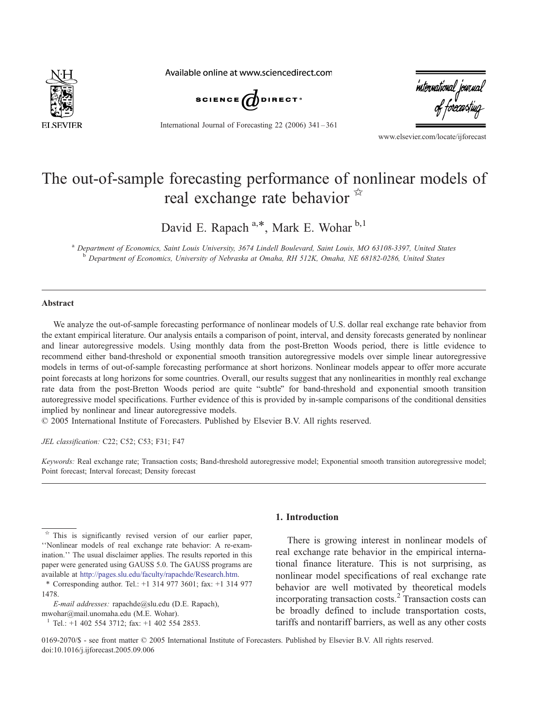# The out-of-sample forecasting performance of nonlinear models of real exchange rate behavior ☆

David E. Rapach [a,*], Mark E. Wohar [b,1]

[a] Department of Economics, Saint Louis University, 3674 Lindell Boulevard, Saint Louis, MO 63108-3397, United States
[b] Department of Economics, University of Nebraska at Omaha, RH 512K, Omaha, NE 68182-0286, United States

## Abstract

We analyze the out-of-sample forecasting performance of nonlinear models of U.S. dollar real exchange rate behavior from the extant empirical literature. Our analysis entails a comparison of point, interval, and density forecasts generated by nonlinear and linear autoregressive models. Using monthly data from the post-Bretton Woods period, there is little evidence to recommend either band-threshold or exponential smooth transition autoregressive models over simple linear autoregressive models in terms of out-of-sample forecasting performance at short horizons. Nonlinear models appear to offer more accurate point forecasts at long horizons for some countries. Overall, our results suggest that any nonlinearities in monthly real exchange rate data from the post-Bretton Woods period are quite "subtle" for band-threshold and exponential smooth transition autoregressive model specifications. Further evidence of this is provided by in-sample comparisons of the conditional densities implied by nonlinear and linear autoregressive models.

© 2005 International Institute of Forecasters. Published by Elsevier B.V. All rights reserved.

*JEL classification:* C22; C52; C53; F31; F47

*Keywords:* Real exchange rate; Transaction costs; Band-threshold autoregressive model; Exponential smooth transition autoregressive model; Point forecast; Interval forecast; Density forecast

## 1. Introduction

There is growing interest in nonlinear models of real exchange rate behavior in the empirical international finance literature. This is not surprising, as nonlinear model specifications of real exchange rate behavior are well motivated by theoretical models incorporating transaction costs.[2] Transaction costs can be broadly defined to include transportation costs, tariffs and nontariff barriers, as well as any other costs

☆ This is significantly revised version of our earlier paper, ''Nonlinear models of real exchange rate behavior: A re-examination.'' The usual disclaimer applies. The results reported in this paper were generated using GAUSS 5.0. The GAUSS programs are available at http://pages.slu.edu/faculty/rapachde/Research.htm.

\* Corresponding author. Tel.: +1 314 977 3601; fax: +1 314 977 1478.

*E-mail addresses:* rapachde@slu.edu (D.E. Rapach), mwohar@mail.unomaha.edu (M.E. Wohar).

[1] Tel.: +1 402 554 3712; fax: +1 402 554 2853.

0169-2070/$ - see front matter © 2005 International Institute of Forecasters. Published by Elsevier B.V. All rights reserved.
doi:10.1016/j.ijforecast.2005.09.006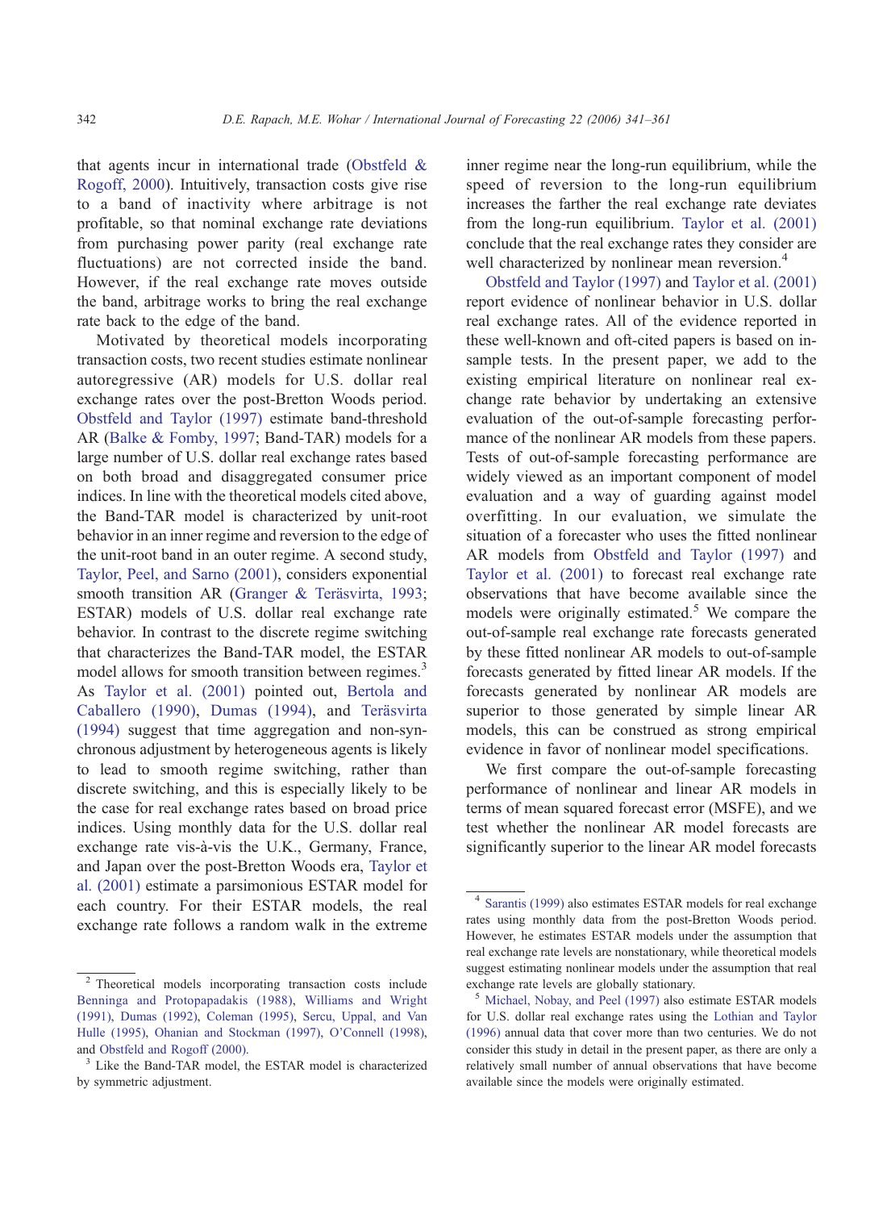that agents incur in international trade (Obstfeld & Rogoff, 2000). Intuitively, transaction costs give rise to a band of inactivity where arbitrage is not profitable, so that nominal exchange rate deviations from purchasing power parity (real exchange rate fluctuations) are not corrected inside the band. However, if the real exchange rate moves outside the band, arbitrage works to bring the real exchange rate back to the edge of the band.

Motivated by theoretical models incorporating transaction costs, two recent studies estimate nonlinear autoregressive (AR) models for U.S. dollar real exchange rates over the post-Bretton Woods period. Obstfeld and Taylor (1997) estimate band-threshold AR (Balke & Fomby, 1997; Band-TAR) models for a large number of U.S. dollar real exchange rates based on both broad and disaggregated consumer price indices. In line with the theoretical models cited above, the Band-TAR model is characterized by unit-root behavior in an inner regime and reversion to the edge of the unit-root band in an outer regime. A second study, Taylor, Peel, and Sarno (2001), considers exponential smooth transition AR (Granger & Teräsvirta, 1993; ESTAR) models of U.S. dollar real exchange rate behavior. In contrast to the discrete regime switching that characterizes the Band-TAR model, the ESTAR model allows for smooth transition between regimes.[3] As Taylor et al. (2001) pointed out, Bertola and Caballero (1990), Dumas (1994), and Teräsvirta (1994) suggest that time aggregation and non-synchronous adjustment by heterogeneous agents is likely to lead to smooth regime switching, rather than discrete switching, and this is especially likely to be the case for real exchange rates based on broad price indices. Using monthly data for the U.S. dollar real exchange rate vis-à-vis the U.K., Germany, France, and Japan over the post-Bretton Woods era, Taylor et al. (2001) estimate a parsimonious ESTAR model for each country. For their ESTAR models, the real exchange rate follows a random walk in the extreme inner regime near the long-run equilibrium, while the speed of reversion to the long-run equilibrium increases the farther the real exchange rate deviates from the long-run equilibrium. Taylor et al. (2001) conclude that the real exchange rates they consider are well characterized by nonlinear mean reversion.[4]

Obstfeld and Taylor (1997) and Taylor et al. (2001) report evidence of nonlinear behavior in U.S. dollar real exchange rates. All of the evidence reported in these well-known and oft-cited papers is based on in-sample tests. In the present paper, we add to the existing empirical literature on nonlinear real exchange rate behavior by undertaking an extensive evaluation of the out-of-sample forecasting performance of the nonlinear AR models from these papers. Tests of out-of-sample forecasting performance are widely viewed as an important component of model evaluation and a way of guarding against model overfitting. In our evaluation, we simulate the situation of a forecaster who uses the fitted nonlinear AR models from Obstfeld and Taylor (1997) and Taylor et al. (2001) to forecast real exchange rate observations that have become available since the models were originally estimated.[5] We compare the out-of-sample real exchange rate forecasts generated by these fitted nonlinear AR models to out-of-sample forecasts generated by fitted linear AR models. If the forecasts generated by nonlinear AR models are superior to those generated by simple linear AR models, this can be construed as strong empirical evidence in favor of nonlinear model specifications.

We first compare the out-of-sample forecasting performance of nonlinear and linear AR models in terms of mean squared forecast error (MSFE), and we test whether the nonlinear AR model forecasts are significantly superior to the linear AR model forecasts

---

[2] Theoretical models incorporating transaction costs include Benninga and Protopapadakis (1988), Williams and Wright (1991), Dumas (1992), Coleman (1995), Sercu, Uppal, and Van Hulle (1995), Ohanian and Stockman (1997), O'Connell (1998), and Obstfeld and Rogoff (2000).

[3] Like the Band-TAR model, the ESTAR model is characterized by symmetric adjustment.

[4] Sarantis (1999) also estimates ESTAR models for real exchange rates using monthly data from the post-Bretton Woods period. However, he estimates ESTAR models under the assumption that real exchange rate levels are nonstationary, while theoretical models suggest estimating nonlinear models under the assumption that real exchange rate levels are globally stationary.

[5] Michael, Nobay, and Peel (1997) also estimate ESTAR models for U.S. dollar real exchange rates using the Lothian and Taylor (1996) annual data that cover more than two centuries. We do not consider this study in detail in the present paper, as there are only a relatively small number of annual observations that have become available since the models were originally estimated.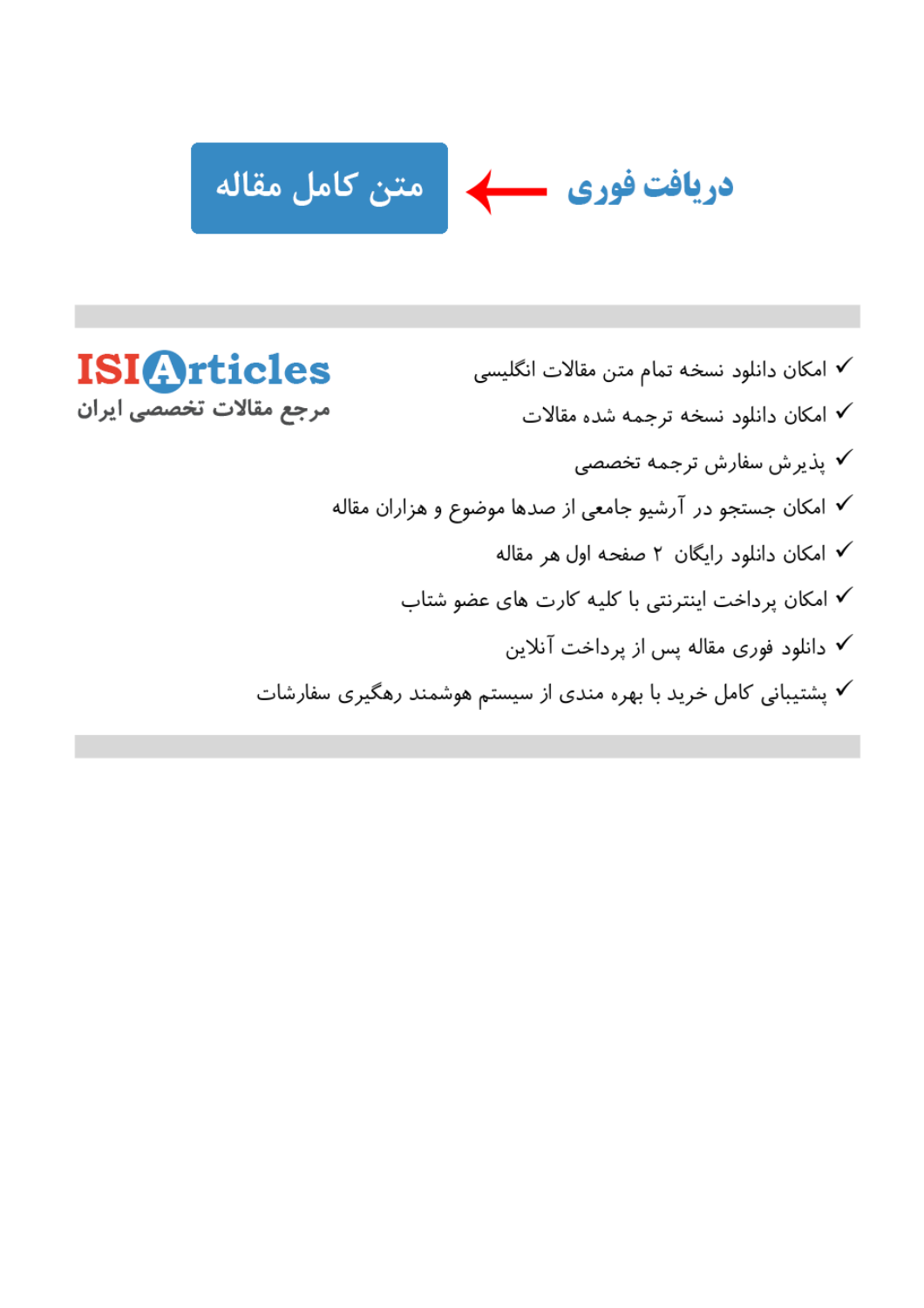دریافت فوری ← متن کامل مقاله

**ISIArticles**
مرجع مقالات تخصصی ایران

- ✓ امکان دانلود نسخه تمام متن مقالات انگلیسی
- ✓ امکان دانلود نسخه ترجمه شده مقالات
- ✓ پذیرش سفارش ترجمه تخصصی
- ✓ امکان جستجو در آرشیو جامعی از صدها موضوع و هزاران مقاله
- ✓ امکان دانلود رایگان ۲ صفحه اول هر مقاله
- ✓ امکان پرداخت اینترنتی با کلیه کارت های عضو شتاب
- ✓ دانلود فوری مقاله پس از پرداخت آنلاین
- ✓ پشتیبانی کامل خرید با بهره مندی از سیستم هوشمند رهگیری سفارشات